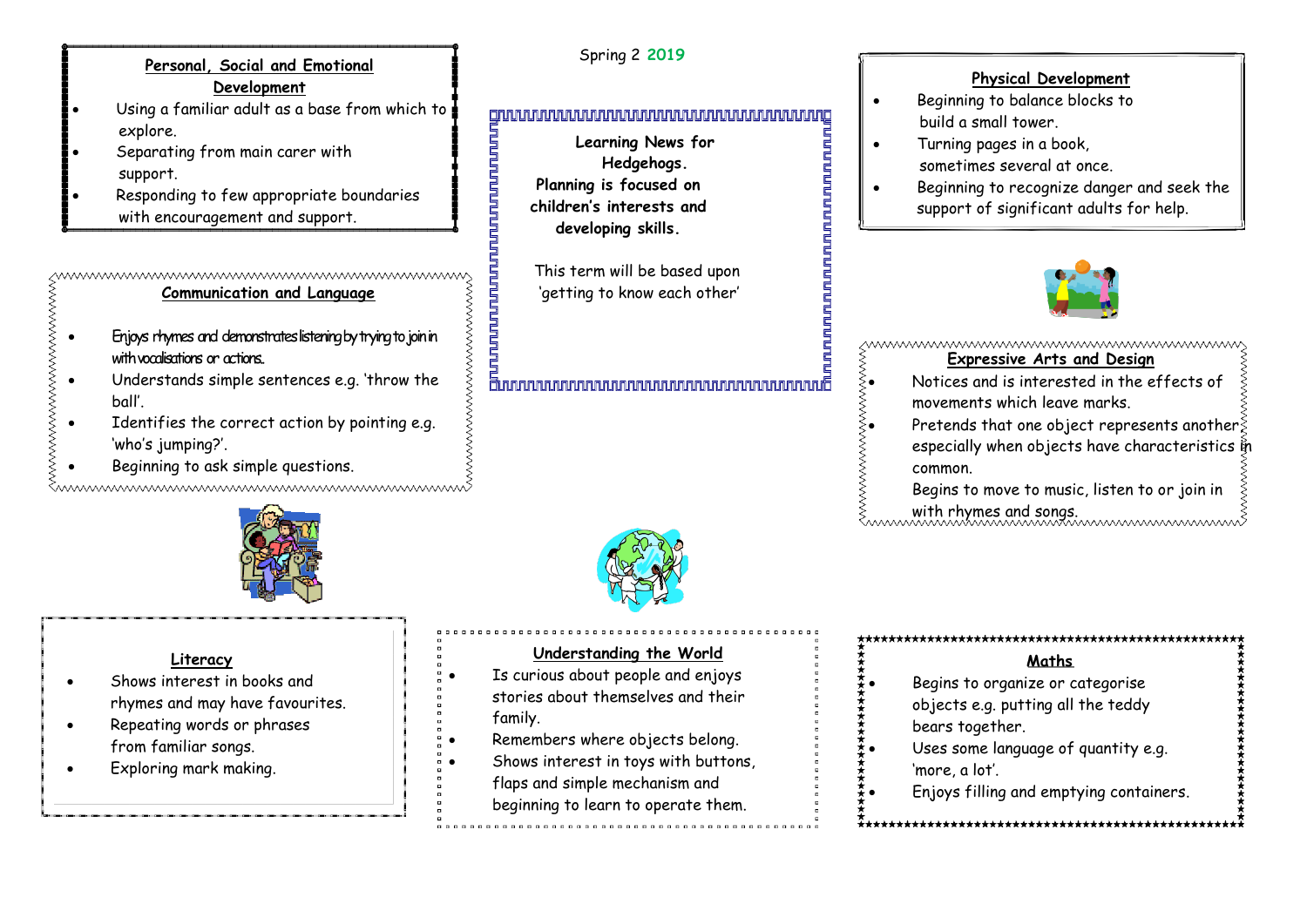Spring 2 2019

**Learning News for Hedgehogs.**
**Planning is focused on children's interests and developing skills.**

This term will be based upon 'getting to know each other'

## Personal, Social and Emotional Development

- Using a familiar adult as a base from which to explore.
- Separating from main carer with support.
- Responding to few appropriate boundaries with encouragement and support.

## Communication and Language

- Enjoys rhymes and demonstrates listening by trying to join in with vocalisations or actions.
- Understands simple sentences e.g. 'throw the ball'.
- Identifies the correct action by pointing e.g. 'who's jumping?'.
- Beginning to ask simple questions.

## Physical Development

- Beginning to balance blocks to build a small tower.
- Turning pages in a book, sometimes several at once.
- Beginning to recognize danger and seek the support of significant adults for help.

## Expressive Arts and Design

- Notices and is interested in the effects of movements which leave marks.
- Pretends that one object represents another especially when objects have characteristics in common.
  Begins to move to music, listen to or join in with rhymes and songs.

## Literacy

- Shows interest in books and rhymes and may have favourites.
- Repeating words or phrases from familiar songs.
- Exploring mark making.

## Understanding the World

- Is curious about people and enjoys stories about themselves and their family.
- Remembers where objects belong.
- Shows interest in toys with buttons, flaps and simple mechanism and beginning to learn to operate them.

## Maths

- Begins to organize or categorise objects e.g. putting all the teddy bears together.
- Uses some language of quantity e.g. 'more, a lot'.
- Enjoys filling and emptying containers.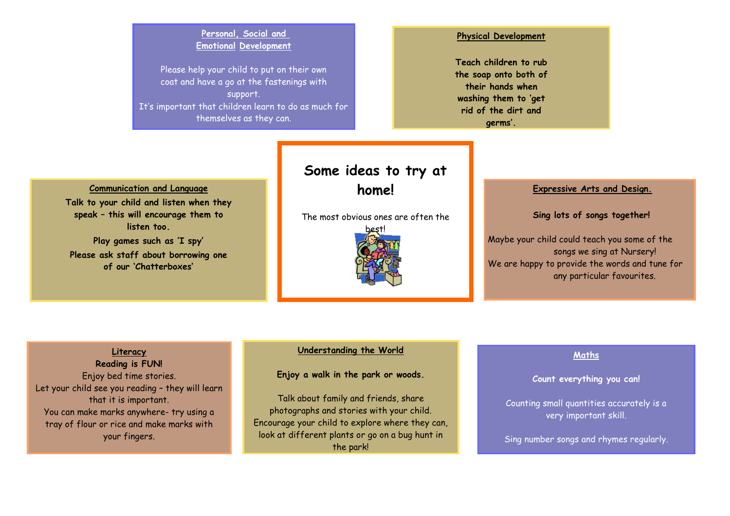## Some ideas to try at home!

The most obvious ones are often the best!

### Personal, Social and Emotional Development

Please help your child to put on their own coat and have a go at the fastenings with support.
It's important that children learn to do as much for themselves as they can.

### Physical Development

**Teach children to rub the soap onto both of their hands when washing them to 'get rid of the dirt and germs'.**

### Communication and Language

**Talk to your child and listen when they speak – this will encourage them to listen too.**

**Play games such as 'I spy'**

**Please ask staff about borrowing one of our 'Chatterboxes'**

### Expressive Arts and Design.

**Sing lots of songs together!**

Maybe your child could teach you some of the songs we sing at Nursery!
We are happy to provide the words and tune for any particular favourites.

### Literacy

**Reading is FUN!**

Enjoy bed time stories.
Let your child see you reading – they will learn that it is important.
You can make marks anywhere- try using a tray of flour or rice and make marks with your fingers.

### Understanding the World

**Enjoy a walk in the park or woods.**

Talk about family and friends, share photographs and stories with your child.
Encourage your child to explore where they can, look at different plants or go on a bug hunt in the park!

### Maths

**Count everything you can!**

Counting small quantities accurately is a very important skill.

Sing number songs and rhymes regularly.